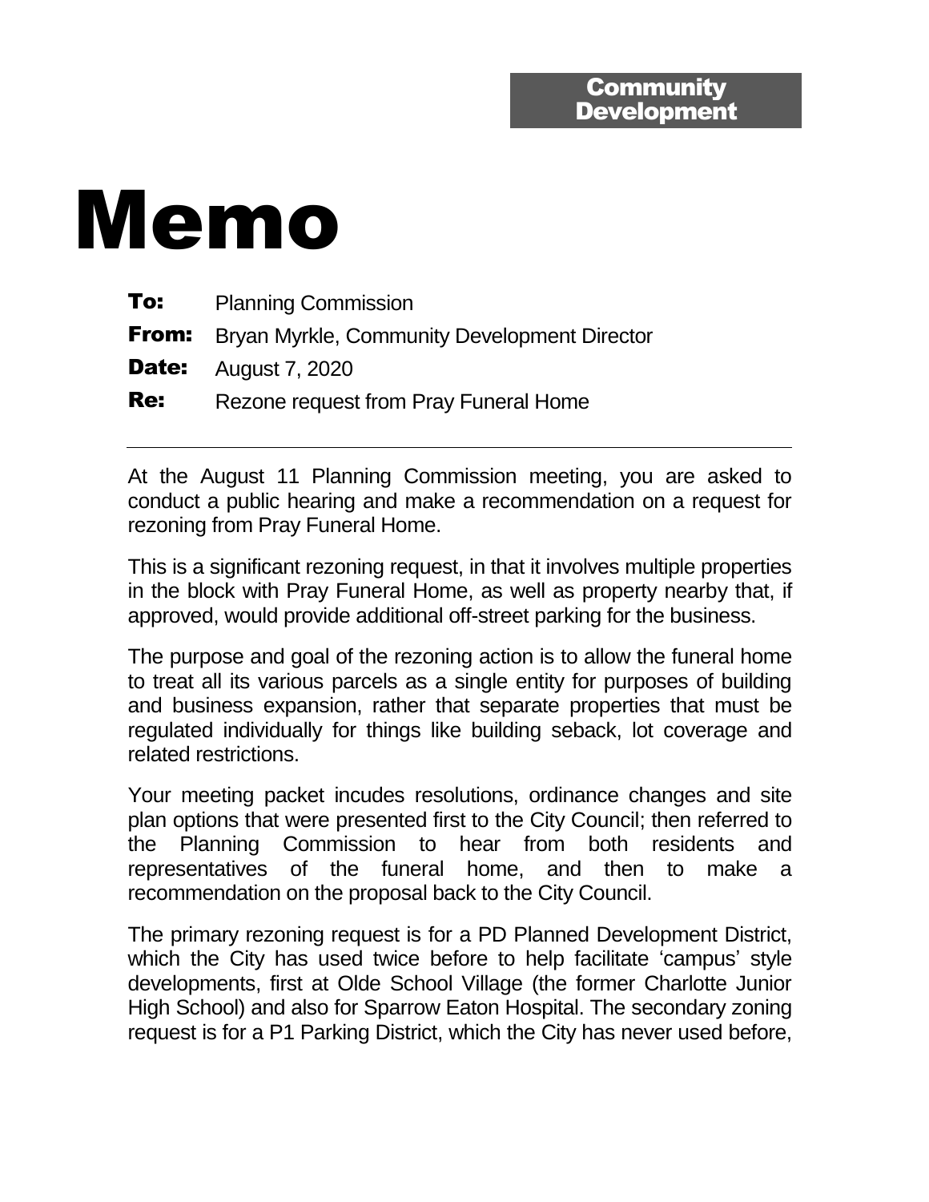**Community Development**

# Memo

**To:** Planning Commission

**From:** Bryan Myrkle, Community Development Director

**Date:** August 7, 2020

**Re:** Rezone request from Pray Funeral Home

---

At the August 11 Planning Commission meeting, you are asked to conduct a public hearing and make a recommendation on a request for rezoning from Pray Funeral Home.

This is a significant rezoning request, in that it involves multiple properties in the block with Pray Funeral Home, as well as property nearby that, if approved, would provide additional off-street parking for the business.

The purpose and goal of the rezoning action is to allow the funeral home to treat all its various parcels as a single entity for purposes of building and business expansion, rather that separate properties that must be regulated individually for things like building seback, lot coverage and related restrictions.

Your meeting packet incudes resolutions, ordinance changes and site plan options that were presented first to the City Council; then referred to the Planning Commission to hear from both residents and representatives of the funeral home, and then to make a recommendation on the proposal back to the City Council.

The primary rezoning request is for a PD Planned Development District, which the City has used twice before to help facilitate 'campus' style developments, first at Olde School Village (the former Charlotte Junior High School) and also for Sparrow Eaton Hospital. The secondary zoning request is for a P1 Parking District, which the City has never used before,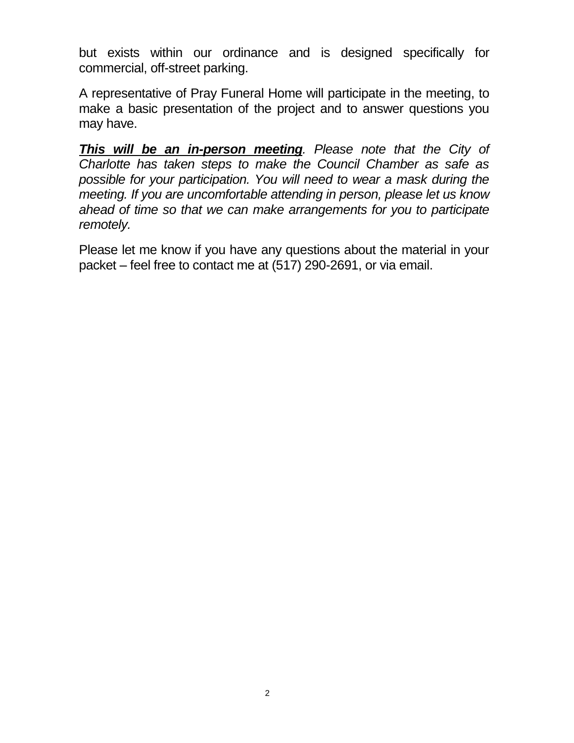but exists within our ordinance and is designed specifically for commercial, off-street parking.

A representative of Pray Funeral Home will participate in the meeting, to make a basic presentation of the project and to answer questions you may have.

***<u>This will be an in-person meeting</u>***. *Please note that the City of Charlotte has taken steps to make the Council Chamber as safe as possible for your participation. You will need to wear a mask during the meeting. If you are uncomfortable attending in person, please let us know ahead of time so that we can make arrangements for you to participate remotely.*

Please let me know if you have any questions about the material in your packet – feel free to contact me at (517) 290-2691, or via email.